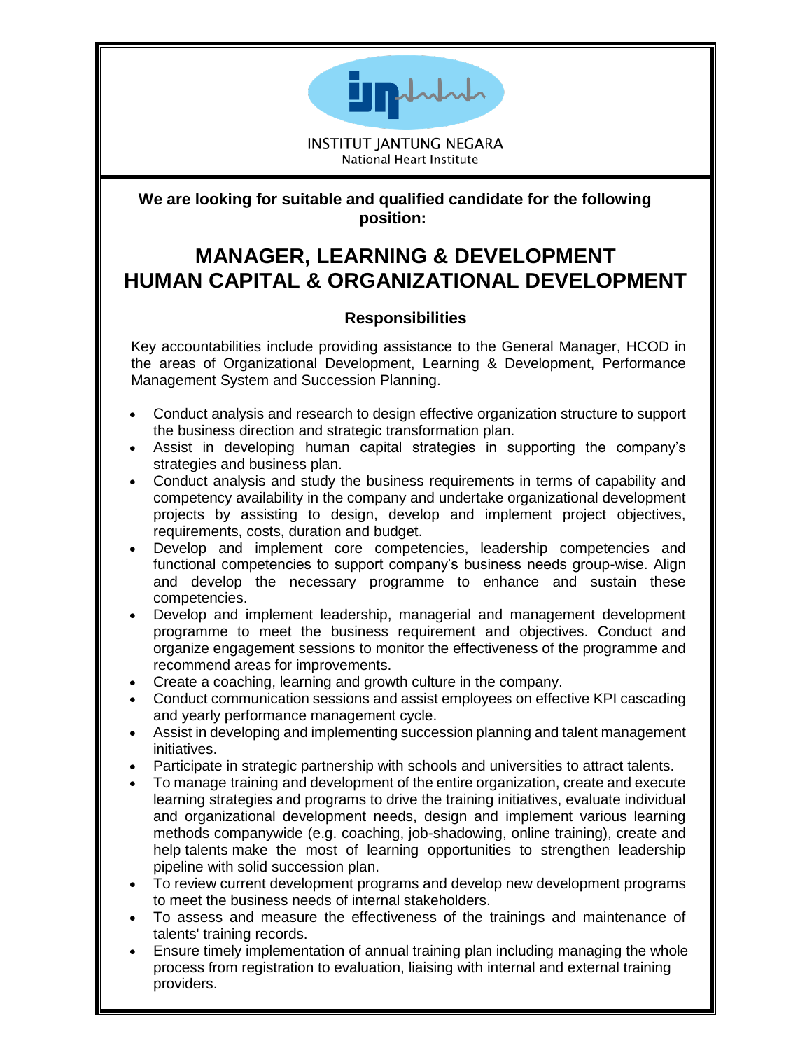INSTITUT JANTUNG NEGARA
National Heart Institute

**We are looking for suitable and qualified candidate for the following position:**

# MANAGER, LEARNING & DEVELOPMENT
# HUMAN CAPITAL & ORGANIZATIONAL DEVELOPMENT

## Responsibilities

Key accountabilities include providing assistance to the General Manager, HCOD in the areas of Organizational Development, Learning & Development, Performance Management System and Succession Planning.

- Conduct analysis and research to design effective organization structure to support the business direction and strategic transformation plan.
- Assist in developing human capital strategies in supporting the company's strategies and business plan.
- Conduct analysis and study the business requirements in terms of capability and competency availability in the company and undertake organizational development projects by assisting to design, develop and implement project objectives, requirements, costs, duration and budget.
- Develop and implement core competencies, leadership competencies and functional competencies to support company's business needs group-wise. Align and develop the necessary programme to enhance and sustain these competencies.
- Develop and implement leadership, managerial and management development programme to meet the business requirement and objectives. Conduct and organize engagement sessions to monitor the effectiveness of the programme and recommend areas for improvements.
- Create a coaching, learning and growth culture in the company.
- Conduct communication sessions and assist employees on effective KPI cascading and yearly performance management cycle.
- Assist in developing and implementing succession planning and talent management initiatives.
- Participate in strategic partnership with schools and universities to attract talents.
- To manage training and development of the entire organization, create and execute learning strategies and programs to drive the training initiatives, evaluate individual and organizational development needs, design and implement various learning methods companywide (e.g. coaching, job-shadowing, online training), create and help talents make the most of learning opportunities to strengthen leadership pipeline with solid succession plan.
- To review current development programs and develop new development programs to meet the business needs of internal stakeholders.
- To assess and measure the effectiveness of the trainings and maintenance of talents' training records.
- Ensure timely implementation of annual training plan including managing the whole process from registration to evaluation, liaising with internal and external training providers.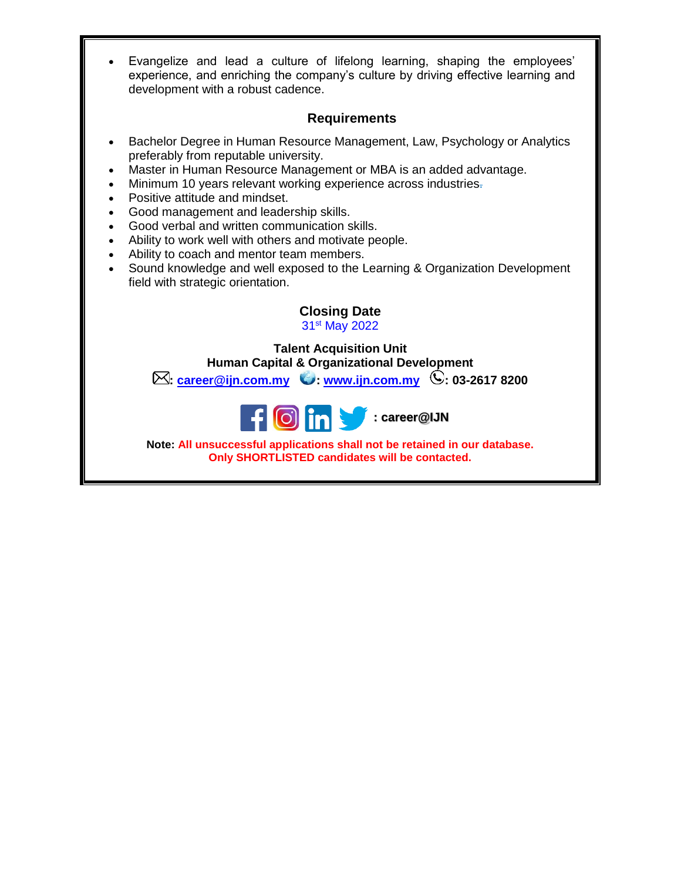- Evangelize and lead a culture of lifelong learning, shaping the employees' experience, and enriching the company's culture by driving effective learning and development with a robust cadence.

## Requirements

- Bachelor Degree in Human Resource Management, Law, Psychology or Analytics preferably from reputable university.
- Master in Human Resource Management or MBA is an added advantage.
- Minimum 10 years relevant working experience across industries.
- Positive attitude and mindset.
- Good management and leadership skills.
- Good verbal and written communication skills.
- Ability to work well with others and motivate people.
- Ability to coach and mentor team members.
- Sound knowledge and well exposed to the Learning & Organization Development field with strategic orientation.

## Closing Date

31st May 2022

**Talent Acquisition Unit**
**Human Capital & Organizational Development**

**: career@ijn.com.my : www.ijn.com.my : 03-2617 8200**

**: career@IJN**

**Note: All unsuccessful applications shall not be retained in our database. Only SHORTLISTED candidates will be contacted.**